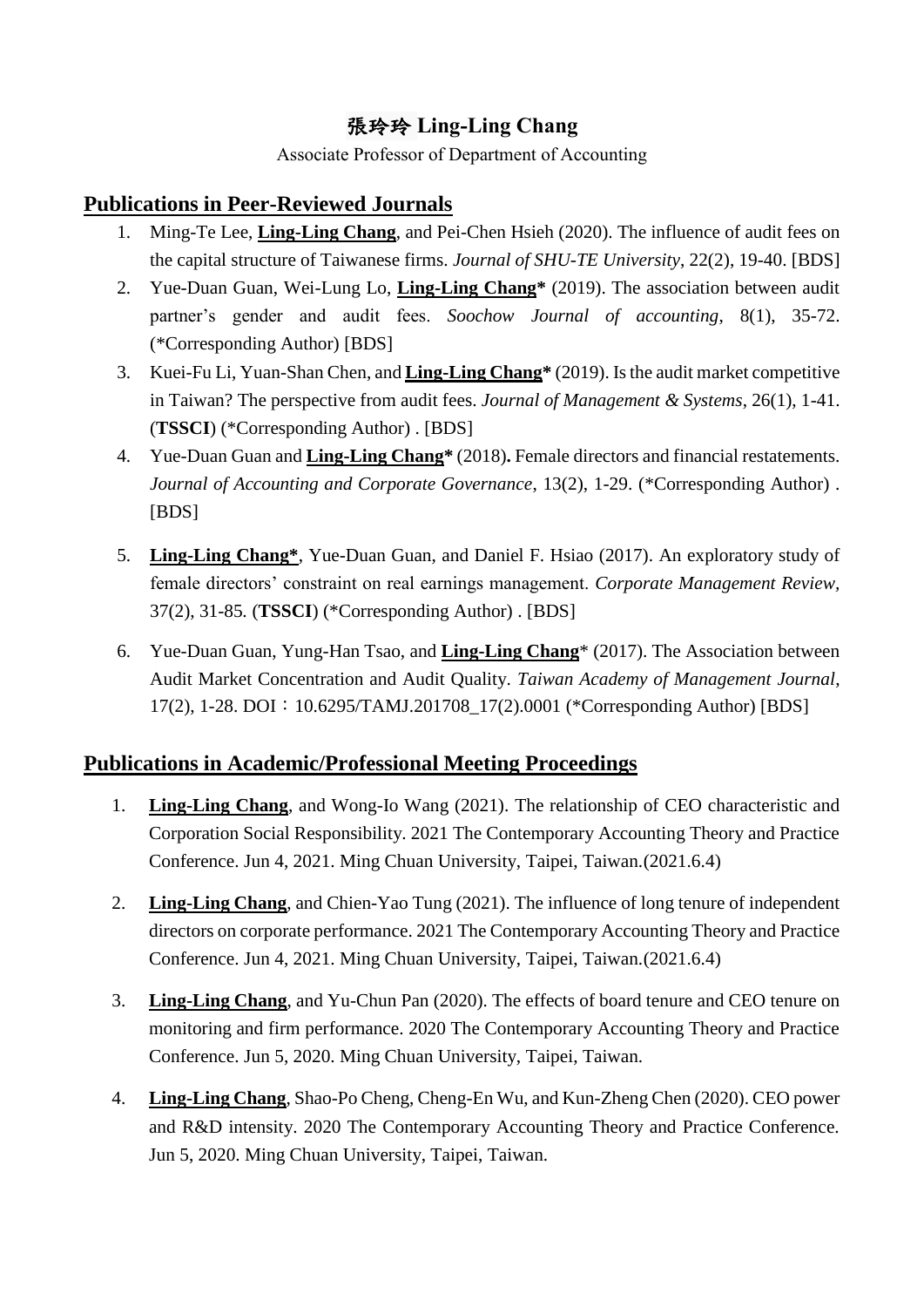# 張玲玲 Ling-Ling Chang

Associate Professor of Department of Accounting

## Publications in Peer-Reviewed Journals

1. Ming-Te Lee, **Ling-Ling Chang**, and Pei-Chen Hsieh (2020). The influence of audit fees on the capital structure of Taiwanese firms. *Journal of SHU-TE University*, 22(2), 19-40. [BDS]
2. Yue-Duan Guan, Wei-Lung Lo, **Ling-Ling Chang*** (2019). The association between audit partner's gender and audit fees. *Soochow Journal of accounting*, 8(1), 35-72. (*Corresponding Author) [BDS]
3. Kuei-Fu Li, Yuan-Shan Chen, and **Ling-Ling Chang*** (2019). Is the audit market competitive in Taiwan? The perspective from audit fees. *Journal of Management & Systems*, 26(1), 1-41. (**TSSCI**) (*Corresponding Author) . [BDS]
4. Yue-Duan Guan and **Ling-Ling Chang*** (2018)**.** Female directors and financial restatements. *Journal of Accounting and Corporate Governance*, 13(2), 1-29. (*Corresponding Author) . [BDS]
5. **Ling-Ling Chang***, Yue-Duan Guan, and Daniel F. Hsiao (2017). An exploratory study of female directors' constraint on real earnings management. *Corporate Management Review*, 37(2), 31-85. (**TSSCI**) (*Corresponding Author) . [BDS]
6. Yue-Duan Guan, Yung-Han Tsao, and **Ling-Ling Chang*** (2017). The Association between Audit Market Concentration and Audit Quality. *Taiwan Academy of Management Journal*, 17(2), 1-28. DOI：10.6295/TAMJ.201708_17(2).0001 (*Corresponding Author) [BDS]

## Publications in Academic/Professional Meeting Proceedings

1. **Ling-Ling Chang**, and Wong-Io Wang (2021). The relationship of CEO characteristic and Corporation Social Responsibility. 2021 The Contemporary Accounting Theory and Practice Conference. Jun 4, 2021. Ming Chuan University, Taipei, Taiwan.(2021.6.4)
2. **Ling-Ling Chang**, and Chien-Yao Tung (2021). The influence of long tenure of independent directors on corporate performance. 2021 The Contemporary Accounting Theory and Practice Conference. Jun 4, 2021. Ming Chuan University, Taipei, Taiwan.(2021.6.4)
3. **Ling-Ling Chang**, and Yu-Chun Pan (2020). The effects of board tenure and CEO tenure on monitoring and firm performance. 2020 The Contemporary Accounting Theory and Practice Conference. Jun 5, 2020. Ming Chuan University, Taipei, Taiwan.
4. **Ling-Ling Chang**, Shao-Po Cheng, Cheng-En Wu, and Kun-Zheng Chen (2020). CEO power and R&D intensity. 2020 The Contemporary Accounting Theory and Practice Conference. Jun 5, 2020. Ming Chuan University, Taipei, Taiwan.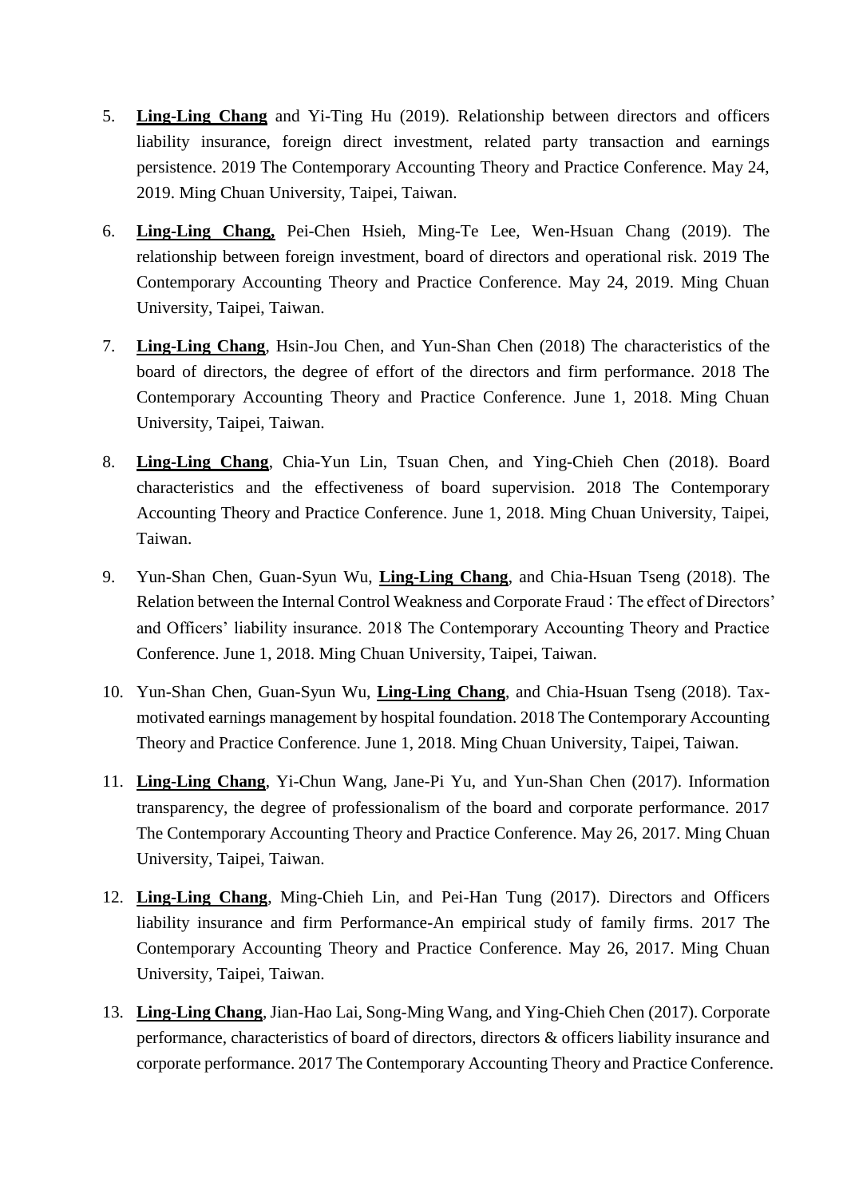5. **Ling-Ling Chang** and Yi-Ting Hu (2019). Relationship between directors and officers liability insurance, foreign direct investment, related party transaction and earnings persistence. 2019 The Contemporary Accounting Theory and Practice Conference. May 24, 2019. Ming Chuan University, Taipei, Taiwan.

6. **Ling-Ling Chang,** Pei-Chen Hsieh, Ming-Te Lee, Wen-Hsuan Chang (2019). The relationship between foreign investment, board of directors and operational risk. 2019 The Contemporary Accounting Theory and Practice Conference. May 24, 2019. Ming Chuan University, Taipei, Taiwan.

7. **Ling-Ling Chang**, Hsin-Jou Chen, and Yun-Shan Chen (2018) The characteristics of the board of directors, the degree of effort of the directors and firm performance. 2018 The Contemporary Accounting Theory and Practice Conference. June 1, 2018. Ming Chuan University, Taipei, Taiwan.

8. **Ling-Ling Chang**, Chia-Yun Lin, Tsuan Chen, and Ying-Chieh Chen (2018). Board characteristics and the effectiveness of board supervision. 2018 The Contemporary Accounting Theory and Practice Conference. June 1, 2018. Ming Chuan University, Taipei, Taiwan.

9. Yun-Shan Chen, Guan-Syun Wu, **Ling-Ling Chang**, and Chia-Hsuan Tseng (2018). The Relation between the Internal Control Weakness and Corporate Fraud：The effect of Directors' and Officers' liability insurance. 2018 The Contemporary Accounting Theory and Practice Conference. June 1, 2018. Ming Chuan University, Taipei, Taiwan.

10. Yun-Shan Chen, Guan-Syun Wu, **Ling-Ling Chang**, and Chia-Hsuan Tseng (2018). Tax-motivated earnings management by hospital foundation. 2018 The Contemporary Accounting Theory and Practice Conference. June 1, 2018. Ming Chuan University, Taipei, Taiwan.

11. **Ling-Ling Chang**, Yi-Chun Wang, Jane-Pi Yu, and Yun-Shan Chen (2017). Information transparency, the degree of professionalism of the board and corporate performance. 2017 The Contemporary Accounting Theory and Practice Conference. May 26, 2017. Ming Chuan University, Taipei, Taiwan.

12. **Ling-Ling Chang**, Ming-Chieh Lin, and Pei-Han Tung (2017). Directors and Officers liability insurance and firm Performance-An empirical study of family firms. 2017 The Contemporary Accounting Theory and Practice Conference. May 26, 2017. Ming Chuan University, Taipei, Taiwan.

13. **Ling-Ling Chang**, Jian-Hao Lai, Song-Ming Wang, and Ying-Chieh Chen (2017). Corporate performance, characteristics of board of directors, directors & officers liability insurance and corporate performance. 2017 The Contemporary Accounting Theory and Practice Conference.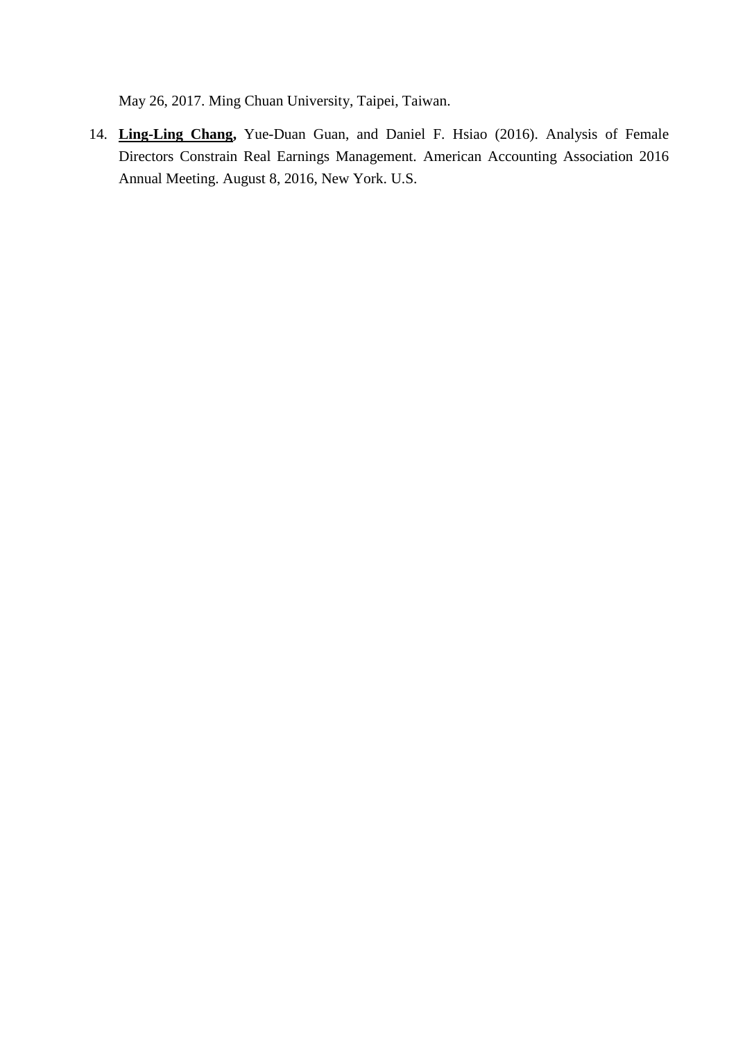May 26, 2017. Ming Chuan University, Taipei, Taiwan.

14. **Ling-Ling Chang,** Yue-Duan Guan, and Daniel F. Hsiao (2016). Analysis of Female Directors Constrain Real Earnings Management. American Accounting Association 2016 Annual Meeting. August 8, 2016, New York. U.S.